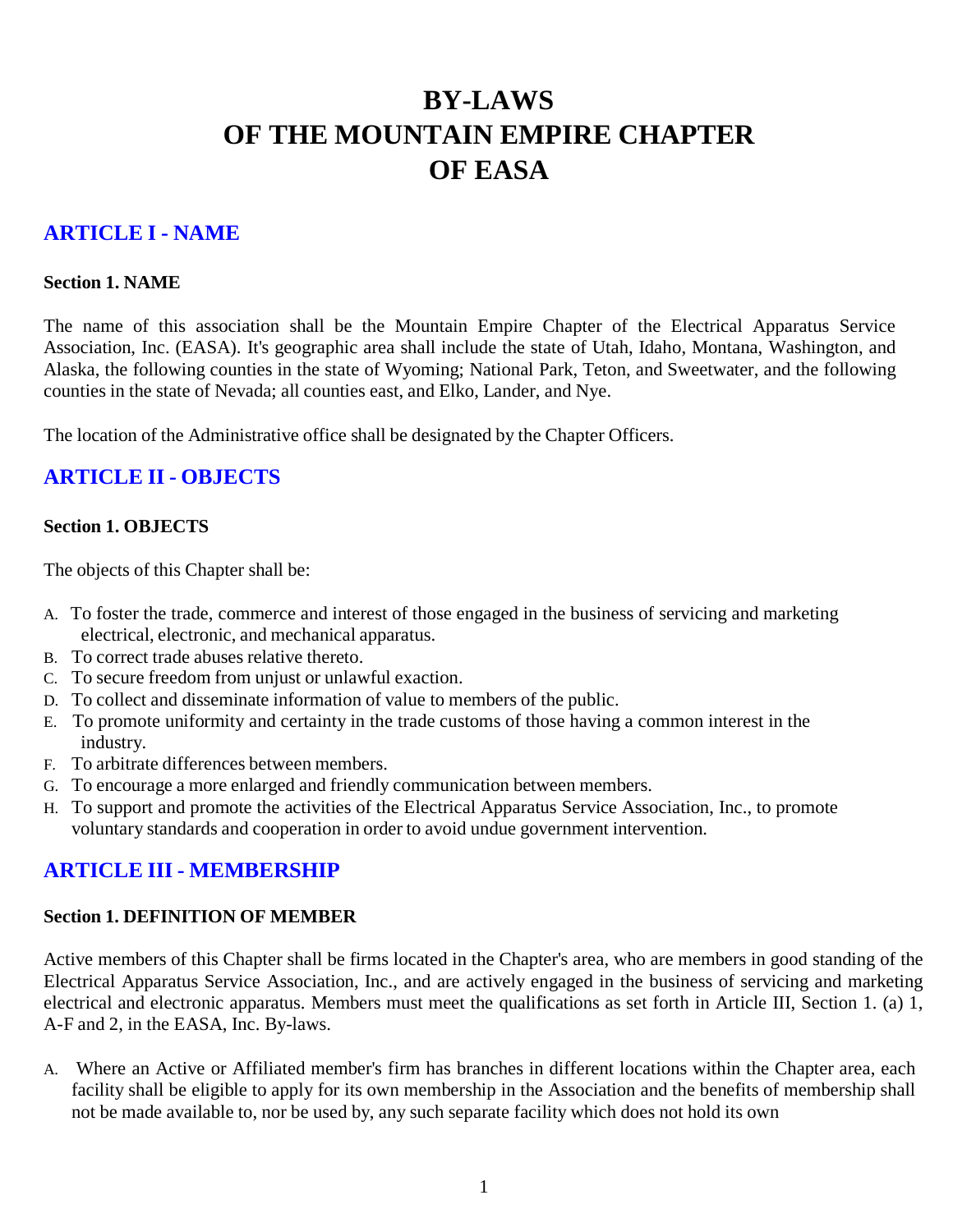# BY-LAWS
# OF THE MOUNTAIN EMPIRE CHAPTER
# OF EASA

## ARTICLE I - NAME

### Section 1. NAME

The name of this association shall be the Mountain Empire Chapter of the Electrical Apparatus Service Association, Inc. (EASA). It's geographic area shall include the state of Utah, Idaho, Montana, Washington, and Alaska, the following counties in the state of Wyoming; National Park, Teton, and Sweetwater, and the following counties in the state of Nevada; all counties east, and Elko, Lander, and Nye.

The location of the Administrative office shall be designated by the Chapter Officers.

## ARTICLE II - OBJECTS

### Section 1. OBJECTS

The objects of this Chapter shall be:

A. To foster the trade, commerce and interest of those engaged in the business of servicing and marketing electrical, electronic, and mechanical apparatus.
B. To correct trade abuses relative thereto.
C. To secure freedom from unjust or unlawful exaction.
D. To collect and disseminate information of value to members of the public.
E. To promote uniformity and certainty in the trade customs of those having a common interest in the industry.
F. To arbitrate differences between members.
G. To encourage a more enlarged and friendly communication between members.
H. To support and promote the activities of the Electrical Apparatus Service Association, Inc., to promote voluntary standards and cooperation in order to avoid undue government intervention.

## ARTICLE III - MEMBERSHIP

### Section 1. DEFINITION OF MEMBER

Active members of this Chapter shall be firms located in the Chapter's area, who are members in good standing of the Electrical Apparatus Service Association, Inc., and are actively engaged in the business of servicing and marketing electrical and electronic apparatus. Members must meet the qualifications as set forth in Article III, Section 1. (a) 1, A-F and 2, in the EASA, Inc. By-laws.

A. Where an Active or Affiliated member's firm has branches in different locations within the Chapter area, each facility shall be eligible to apply for its own membership in the Association and the benefits of membership shall not be made available to, nor be used by, any such separate facility which does not hold its own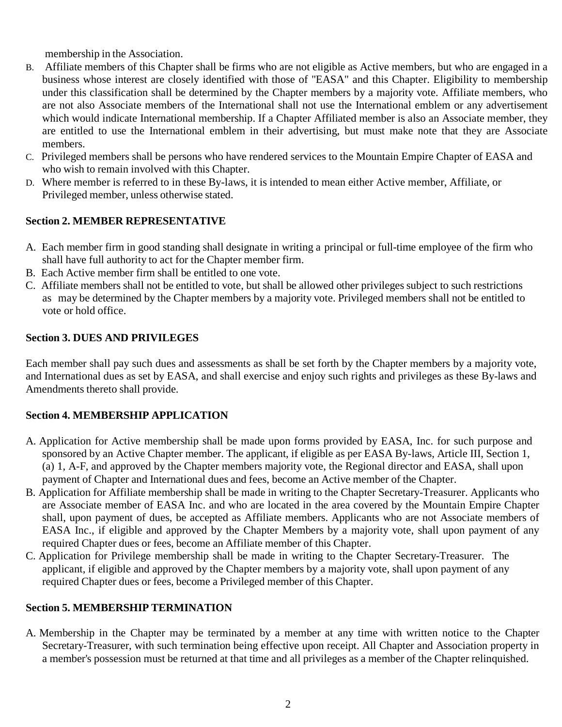membership in the Association.

B. Affiliate members of this Chapter shall be firms who are not eligible as Active members, but who are engaged in a business whose interest are closely identified with those of "EASA" and this Chapter. Eligibility to membership under this classification shall be determined by the Chapter members by a majority vote. Affiliate members, who are not also Associate members of the International shall not use the International emblem or any advertisement which would indicate International membership. If a Chapter Affiliated member is also an Associate member, they are entitled to use the International emblem in their advertising, but must make note that they are Associate members.

C. Privileged members shall be persons who have rendered services to the Mountain Empire Chapter of EASA and who wish to remain involved with this Chapter.

D. Where member is referred to in these By-laws, it is intended to mean either Active member, Affiliate, or Privileged member, unless otherwise stated.

**Section 2. MEMBER REPRESENTATIVE**

A. Each member firm in good standing shall designate in writing a principal or full-time employee of the firm who shall have full authority to act for the Chapter member firm.

B. Each Active member firm shall be entitled to one vote.

C. Affiliate members shall not be entitled to vote, but shall be allowed other privileges subject to such restrictions as may be determined by the Chapter members by a majority vote. Privileged members shall not be entitled to vote or hold office.

**Section 3. DUES AND PRIVILEGES**

Each member shall pay such dues and assessments as shall be set forth by the Chapter members by a majority vote, and International dues as set by EASA, and shall exercise and enjoy such rights and privileges as these By-laws and Amendments thereto shall provide.

**Section 4. MEMBERSHIP APPLICATION**

A. Application for Active membership shall be made upon forms provided by EASA, Inc. for such purpose and sponsored by an Active Chapter member. The applicant, if eligible as per EASA By-laws, Article III, Section 1, (a) 1, A-F, and approved by the Chapter members majority vote, the Regional director and EASA, shall upon payment of Chapter and International dues and fees, become an Active member of the Chapter.

B. Application for Affiliate membership shall be made in writing to the Chapter Secretary-Treasurer. Applicants who are Associate member of EASA Inc. and who are located in the area covered by the Mountain Empire Chapter shall, upon payment of dues, be accepted as Affiliate members. Applicants who are not Associate members of EASA Inc., if eligible and approved by the Chapter Members by a majority vote, shall upon payment of any required Chapter dues or fees, become an Affiliate member of this Chapter.

C. Application for Privilege membership shall be made in writing to the Chapter Secretary-Treasurer. The applicant, if eligible and approved by the Chapter members by a majority vote, shall upon payment of any required Chapter dues or fees, become a Privileged member of this Chapter.

**Section 5. MEMBERSHIP TERMINATION**

A. Membership in the Chapter may be terminated by a member at any time with written notice to the Chapter Secretary-Treasurer, with such termination being effective upon receipt. All Chapter and Association property in a member's possession must be returned at that time and all privileges as a member of the Chapter relinquished.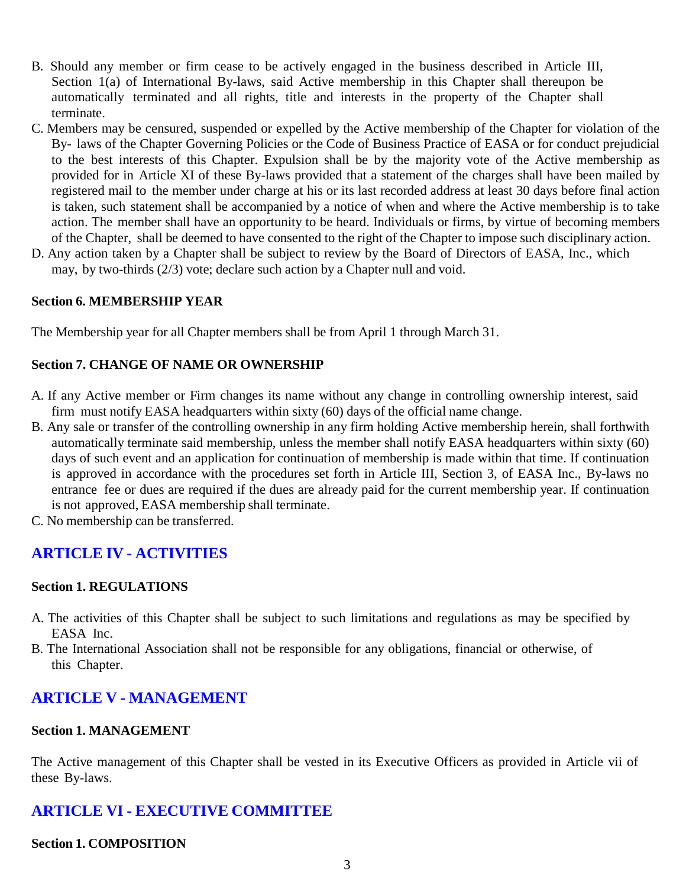B. Should any member or firm cease to be actively engaged in the business described in Article III, Section 1(a) of International By-laws, said Active membership in this Chapter shall thereupon be automatically terminated and all rights, title and interests in the property of the Chapter shall terminate.

C. Members may be censured, suspended or expelled by the Active membership of the Chapter for violation of the By- laws of the Chapter Governing Policies or the Code of Business Practice of EASA or for conduct prejudicial to the best interests of this Chapter. Expulsion shall be by the majority vote of the Active membership as provided for in Article XI of these By-laws provided that a statement of the charges shall have been mailed by registered mail to the member under charge at his or its last recorded address at least 30 days before final action is taken, such statement shall be accompanied by a notice of when and where the Active membership is to take action. The member shall have an opportunity to be heard. Individuals or firms, by virtue of becoming members of the Chapter, shall be deemed to have consented to the right of the Chapter to impose such disciplinary action.

D. Any action taken by a Chapter shall be subject to review by the Board of Directors of EASA, Inc., which may, by two-thirds (2/3) vote; declare such action by a Chapter null and void.

**Section 6. MEMBERSHIP YEAR**

The Membership year for all Chapter members shall be from April 1 through March 31.

**Section 7. CHANGE OF NAME OR OWNERSHIP**

A. If any Active member or Firm changes its name without any change in controlling ownership interest, said firm must notify EASA headquarters within sixty (60) days of the official name change.

B. Any sale or transfer of the controlling ownership in any firm holding Active membership herein, shall forthwith automatically terminate said membership, unless the member shall notify EASA headquarters within sixty (60) days of such event and an application for continuation of membership is made within that time. If continuation is approved in accordance with the procedures set forth in Article III, Section 3, of EASA Inc., By-laws no entrance fee or dues are required if the dues are already paid for the current membership year. If continuation is not approved, EASA membership shall terminate.

C. No membership can be transferred.

## ARTICLE IV - ACTIVITIES

**Section 1. REGULATIONS**

A. The activities of this Chapter shall be subject to such limitations and regulations as may be specified by EASA Inc.

B. The International Association shall not be responsible for any obligations, financial or otherwise, of this Chapter.

## ARTICLE V - MANAGEMENT

**Section 1. MANAGEMENT**

The Active management of this Chapter shall be vested in its Executive Officers as provided in Article vii of these By-laws.

## ARTICLE VI - EXECUTIVE COMMITTEE

**Section 1. COMPOSITION**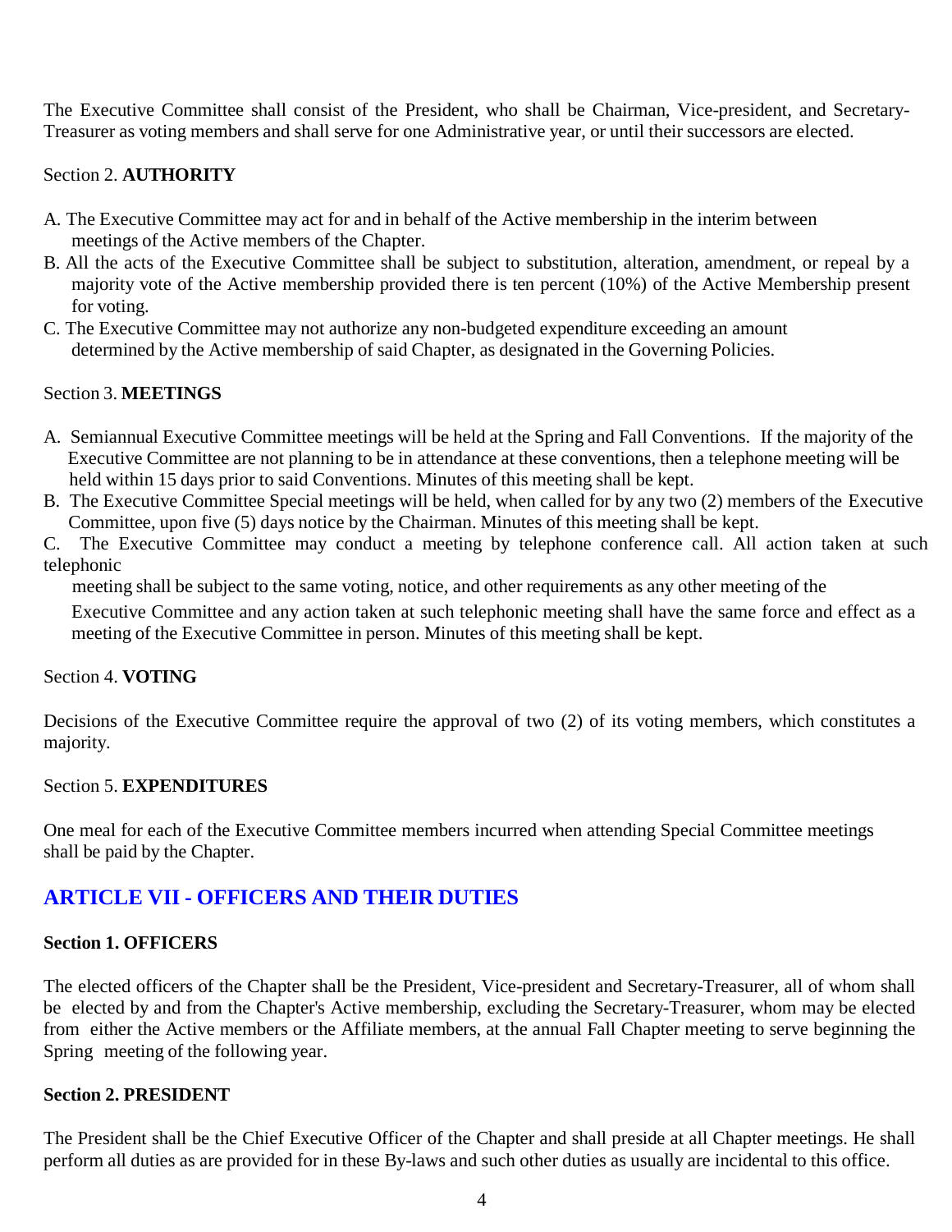The Executive Committee shall consist of the President, who shall be Chairman, Vice-president, and Secretary-Treasurer as voting members and shall serve for one Administrative year, or until their successors are elected.

Section 2. **AUTHORITY**

A. The Executive Committee may act for and in behalf of the Active membership in the interim between meetings of the Active members of the Chapter.
B. All the acts of the Executive Committee shall be subject to substitution, alteration, amendment, or repeal by a majority vote of the Active membership provided there is ten percent (10%) of the Active Membership present for voting.
C. The Executive Committee may not authorize any non-budgeted expenditure exceeding an amount determined by the Active membership of said Chapter, as designated in the Governing Policies.

Section 3. **MEETINGS**

A. Semiannual Executive Committee meetings will be held at the Spring and Fall Conventions. If the majority of the Executive Committee are not planning to be in attendance at these conventions, then a telephone meeting will be held within 15 days prior to said Conventions. Minutes of this meeting shall be kept.
B. The Executive Committee Special meetings will be held, when called for by any two (2) members of the Executive Committee, upon five (5) days notice by the Chairman. Minutes of this meeting shall be kept.
C. The Executive Committee may conduct a meeting by telephone conference call. All action taken at such telephonic meeting shall be subject to the same voting, notice, and other requirements as any other meeting of the Executive Committee and any action taken at such telephonic meeting shall have the same force and effect as a meeting of the Executive Committee in person. Minutes of this meeting shall be kept.

Section 4. **VOTING**

Decisions of the Executive Committee require the approval of two (2) of its voting members, which constitutes a majority.

Section 5. **EXPENDITURES**

One meal for each of the Executive Committee members incurred when attending Special Committee meetings shall be paid by the Chapter.

## ARTICLE VII - OFFICERS AND THEIR DUTIES

**Section 1. OFFICERS**

The elected officers of the Chapter shall be the President, Vice-president and Secretary-Treasurer, all of whom shall be elected by and from the Chapter's Active membership, excluding the Secretary-Treasurer, whom may be elected from either the Active members or the Affiliate members, at the annual Fall Chapter meeting to serve beginning the Spring meeting of the following year.

**Section 2. PRESIDENT**

The President shall be the Chief Executive Officer of the Chapter and shall preside at all Chapter meetings. He shall perform all duties as are provided for in these By-laws and such other duties as usually are incidental to this office.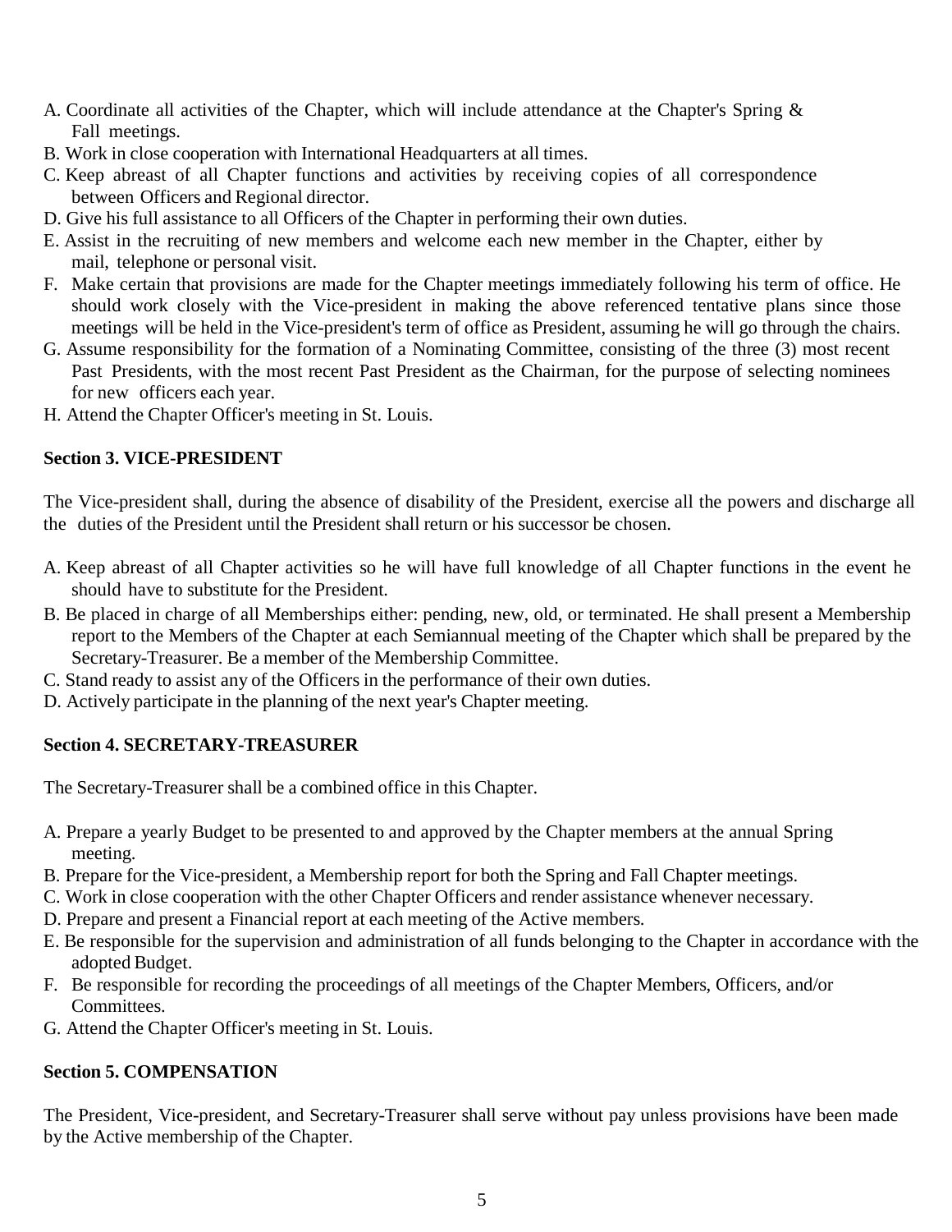A. Coordinate all activities of the Chapter, which will include attendance at the Chapter's Spring & Fall meetings.
B. Work in close cooperation with International Headquarters at all times.
C. Keep abreast of all Chapter functions and activities by receiving copies of all correspondence between Officers and Regional director.
D. Give his full assistance to all Officers of the Chapter in performing their own duties.
E. Assist in the recruiting of new members and welcome each new member in the Chapter, either by mail, telephone or personal visit.
F. Make certain that provisions are made for the Chapter meetings immediately following his term of office. He should work closely with the Vice-president in making the above referenced tentative plans since those meetings will be held in the Vice-president's term of office as President, assuming he will go through the chairs.
G. Assume responsibility for the formation of a Nominating Committee, consisting of the three (3) most recent Past Presidents, with the most recent Past President as the Chairman, for the purpose of selecting nominees for new officers each year.
H. Attend the Chapter Officer's meeting in St. Louis.

**Section 3. VICE-PRESIDENT**

The Vice-president shall, during the absence of disability of the President, exercise all the powers and discharge all the duties of the President until the President shall return or his successor be chosen.

A. Keep abreast of all Chapter activities so he will have full knowledge of all Chapter functions in the event he should have to substitute for the President.
B. Be placed in charge of all Memberships either: pending, new, old, or terminated. He shall present a Membership report to the Members of the Chapter at each Semiannual meeting of the Chapter which shall be prepared by the Secretary-Treasurer. Be a member of the Membership Committee.
C. Stand ready to assist any of the Officers in the performance of their own duties.
D. Actively participate in the planning of the next year's Chapter meeting.

**Section 4. SECRETARY-TREASURER**

The Secretary-Treasurer shall be a combined office in this Chapter.

A. Prepare a yearly Budget to be presented to and approved by the Chapter members at the annual Spring meeting.
B. Prepare for the Vice-president, a Membership report for both the Spring and Fall Chapter meetings.
C. Work in close cooperation with the other Chapter Officers and render assistance whenever necessary.
D. Prepare and present a Financial report at each meeting of the Active members.
E. Be responsible for the supervision and administration of all funds belonging to the Chapter in accordance with the adopted Budget.
F. Be responsible for recording the proceedings of all meetings of the Chapter Members, Officers, and/or Committees.
G. Attend the Chapter Officer's meeting in St. Louis.

**Section 5. COMPENSATION**

The President, Vice-president, and Secretary-Treasurer shall serve without pay unless provisions have been made by the Active membership of the Chapter.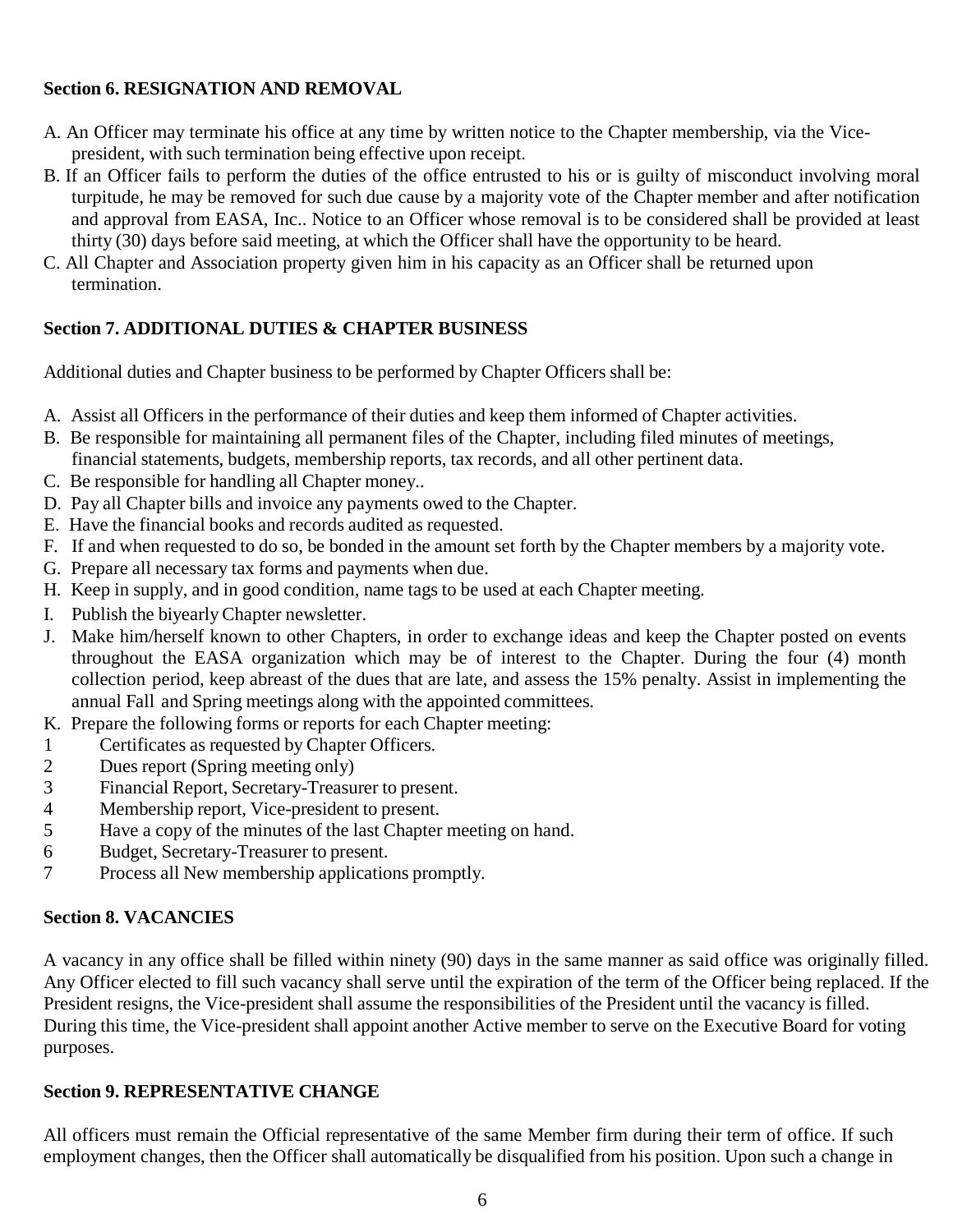**Section 6. RESIGNATION AND REMOVAL**

A. An Officer may terminate his office at any time by written notice to the Chapter membership, via the Vice-president, with such termination being effective upon receipt.

B. If an Officer fails to perform the duties of the office entrusted to his or is guilty of misconduct involving moral turpitude, he may be removed for such due cause by a majority vote of the Chapter member and after notification and approval from EASA, Inc.. Notice to an Officer whose removal is to be considered shall be provided at least thirty (30) days before said meeting, at which the Officer shall have the opportunity to be heard.

C. All Chapter and Association property given him in his capacity as an Officer shall be returned upon termination.

**Section 7. ADDITIONAL DUTIES & CHAPTER BUSINESS**

Additional duties and Chapter business to be performed by Chapter Officers shall be:

A. Assist all Officers in the performance of their duties and keep them informed of Chapter activities.

B. Be responsible for maintaining all permanent files of the Chapter, including filed minutes of meetings, financial statements, budgets, membership reports, tax records, and all other pertinent data.

C. Be responsible for handling all Chapter money..

D. Pay all Chapter bills and invoice any payments owed to the Chapter.

E. Have the financial books and records audited as requested.

F. If and when requested to do so, be bonded in the amount set forth by the Chapter members by a majority vote.

G. Prepare all necessary tax forms and payments when due.

H. Keep in supply, and in good condition, name tags to be used at each Chapter meeting.

I. Publish the biyearly Chapter newsletter.

J. Make him/herself known to other Chapters, in order to exchange ideas and keep the Chapter posted on events throughout the EASA organization which may be of interest to the Chapter. During the four (4) month collection period, keep abreast of the dues that are late, and assess the 15% penalty. Assist in implementing the annual Fall and Spring meetings along with the appointed committees.

K. Prepare the following forms or reports for each Chapter meeting:

1 Certificates as requested by Chapter Officers.
2 Dues report (Spring meeting only)
3 Financial Report, Secretary-Treasurer to present.
4 Membership report, Vice-president to present.
5 Have a copy of the minutes of the last Chapter meeting on hand.
6 Budget, Secretary-Treasurer to present.
7 Process all New membership applications promptly.

**Section 8. VACANCIES**

A vacancy in any office shall be filled within ninety (90) days in the same manner as said office was originally filled. Any Officer elected to fill such vacancy shall serve until the expiration of the term of the Officer being replaced. If the President resigns, the Vice-president shall assume the responsibilities of the President until the vacancy is filled. During this time, the Vice-president shall appoint another Active member to serve on the Executive Board for voting purposes.

**Section 9. REPRESENTATIVE CHANGE**

All officers must remain the Official representative of the same Member firm during their term of office. If such employment changes, then the Officer shall automatically be disqualified from his position. Upon such a change in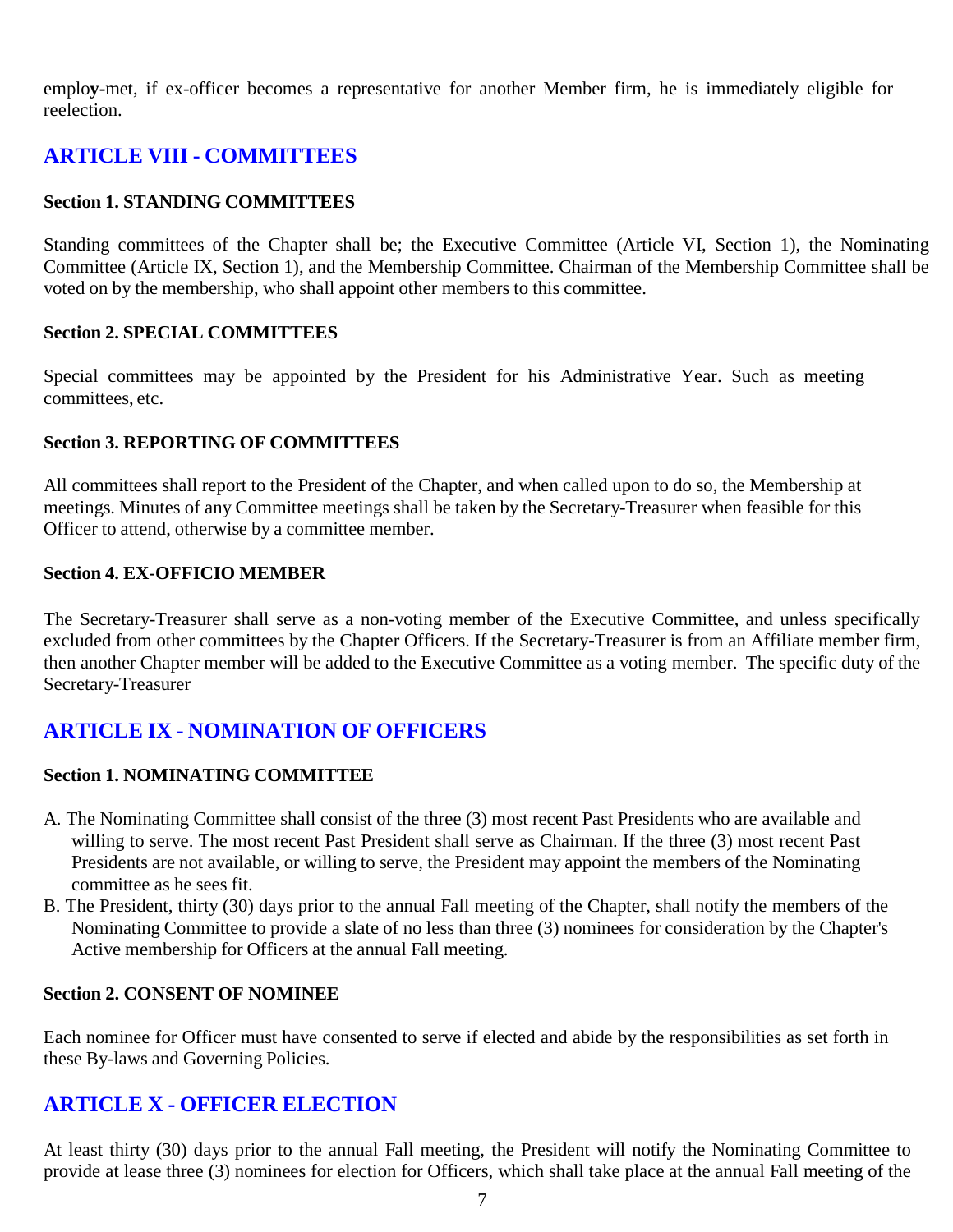employ-met, if ex-officer becomes a representative for another Member firm, he is immediately eligible for reelection.

## ARTICLE VIII - COMMITTEES

**Section 1. STANDING COMMITTEES**

Standing committees of the Chapter shall be; the Executive Committee (Article VI, Section 1), the Nominating Committee (Article IX, Section 1), and the Membership Committee. Chairman of the Membership Committee shall be voted on by the membership, who shall appoint other members to this committee.

**Section 2. SPECIAL COMMITTEES**

Special committees may be appointed by the President for his Administrative Year. Such as meeting committees, etc.

**Section 3. REPORTING OF COMMITTEES**

All committees shall report to the President of the Chapter, and when called upon to do so, the Membership at meetings. Minutes of any Committee meetings shall be taken by the Secretary-Treasurer when feasible for this Officer to attend, otherwise by a committee member.

**Section 4. EX-OFFICIO MEMBER**

The Secretary-Treasurer shall serve as a non-voting member of the Executive Committee, and unless specifically excluded from other committees by the Chapter Officers. If the Secretary-Treasurer is from an Affiliate member firm, then another Chapter member will be added to the Executive Committee as a voting member. The specific duty of the Secretary-Treasurer

## ARTICLE IX - NOMINATION OF OFFICERS

**Section 1. NOMINATING COMMITTEE**

A. The Nominating Committee shall consist of the three (3) most recent Past Presidents who are available and willing to serve. The most recent Past President shall serve as Chairman. If the three (3) most recent Past Presidents are not available, or willing to serve, the President may appoint the members of the Nominating committee as he sees fit.

B. The President, thirty (30) days prior to the annual Fall meeting of the Chapter, shall notify the members of the Nominating Committee to provide a slate of no less than three (3) nominees for consideration by the Chapter's Active membership for Officers at the annual Fall meeting.

**Section 2. CONSENT OF NOMINEE**

Each nominee for Officer must have consented to serve if elected and abide by the responsibilities as set forth in these By-laws and Governing Policies.

## ARTICLE X - OFFICER ELECTION

At least thirty (30) days prior to the annual Fall meeting, the President will notify the Nominating Committee to provide at lease three (3) nominees for election for Officers, which shall take place at the annual Fall meeting of the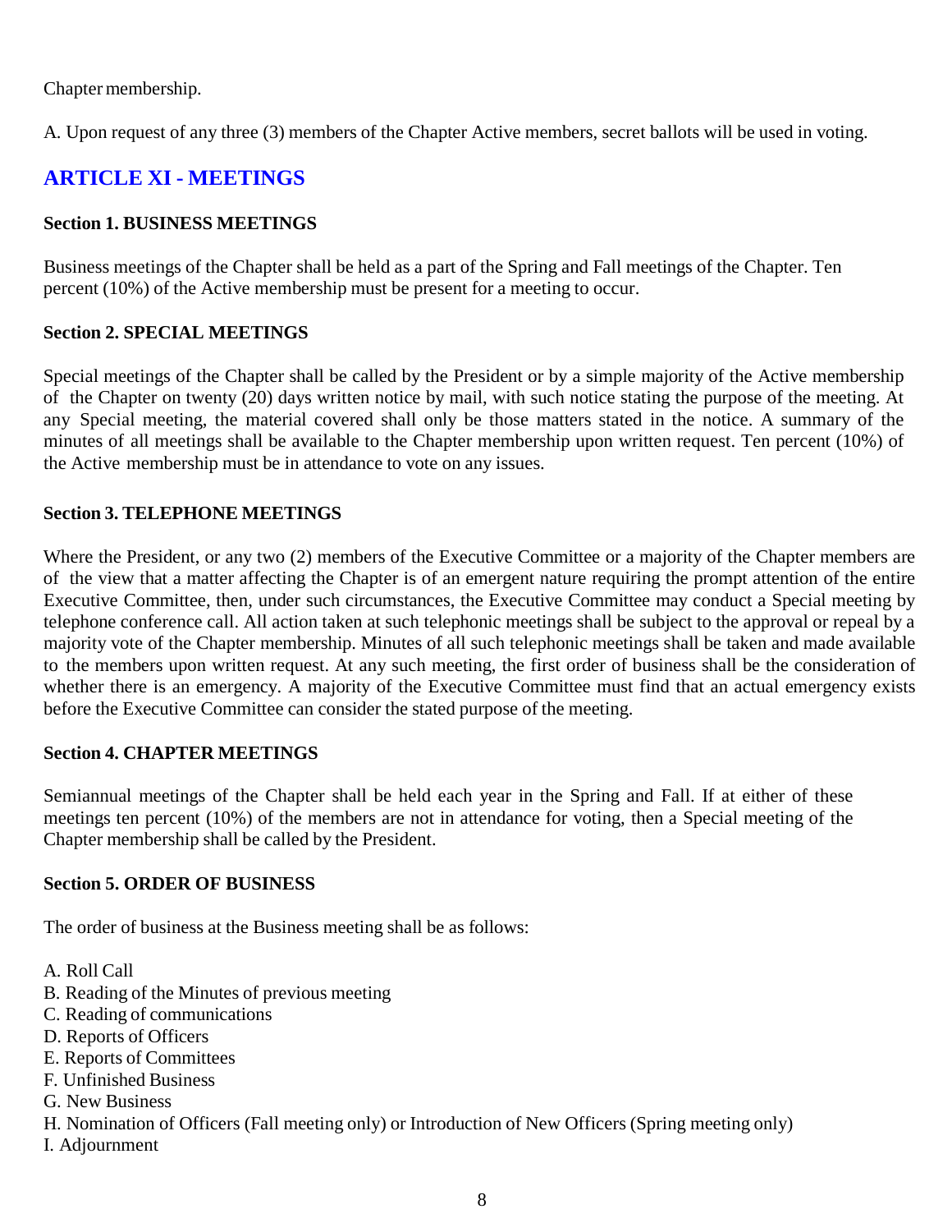Chapter membership.

A. Upon request of any three (3) members of the Chapter Active members, secret ballots will be used in voting.

## ARTICLE XI - MEETINGS

**Section 1. BUSINESS MEETINGS**

Business meetings of the Chapter shall be held as a part of the Spring and Fall meetings of the Chapter. Ten percent (10%) of the Active membership must be present for a meeting to occur.

**Section 2. SPECIAL MEETINGS**

Special meetings of the Chapter shall be called by the President or by a simple majority of the Active membership of the Chapter on twenty (20) days written notice by mail, with such notice stating the purpose of the meeting. At any Special meeting, the material covered shall only be those matters stated in the notice. A summary of the minutes of all meetings shall be available to the Chapter membership upon written request. Ten percent (10%) of the Active membership must be in attendance to vote on any issues.

**Section 3. TELEPHONE MEETINGS**

Where the President, or any two (2) members of the Executive Committee or a majority of the Chapter members are of the view that a matter affecting the Chapter is of an emergent nature requiring the prompt attention of the entire Executive Committee, then, under such circumstances, the Executive Committee may conduct a Special meeting by telephone conference call. All action taken at such telephonic meetings shall be subject to the approval or repeal by a majority vote of the Chapter membership. Minutes of all such telephonic meetings shall be taken and made available to the members upon written request. At any such meeting, the first order of business shall be the consideration of whether there is an emergency. A majority of the Executive Committee must find that an actual emergency exists before the Executive Committee can consider the stated purpose of the meeting.

**Section 4. CHAPTER MEETINGS**

Semiannual meetings of the Chapter shall be held each year in the Spring and Fall. If at either of these meetings ten percent (10%) of the members are not in attendance for voting, then a Special meeting of the Chapter membership shall be called by the President.

**Section 5. ORDER OF BUSINESS**

The order of business at the Business meeting shall be as follows:

A. Roll Call
B. Reading of the Minutes of previous meeting
C. Reading of communications
D. Reports of Officers
E. Reports of Committees
F. Unfinished Business
G. New Business
H. Nomination of Officers (Fall meeting only) or Introduction of New Officers (Spring meeting only)
I. Adjournment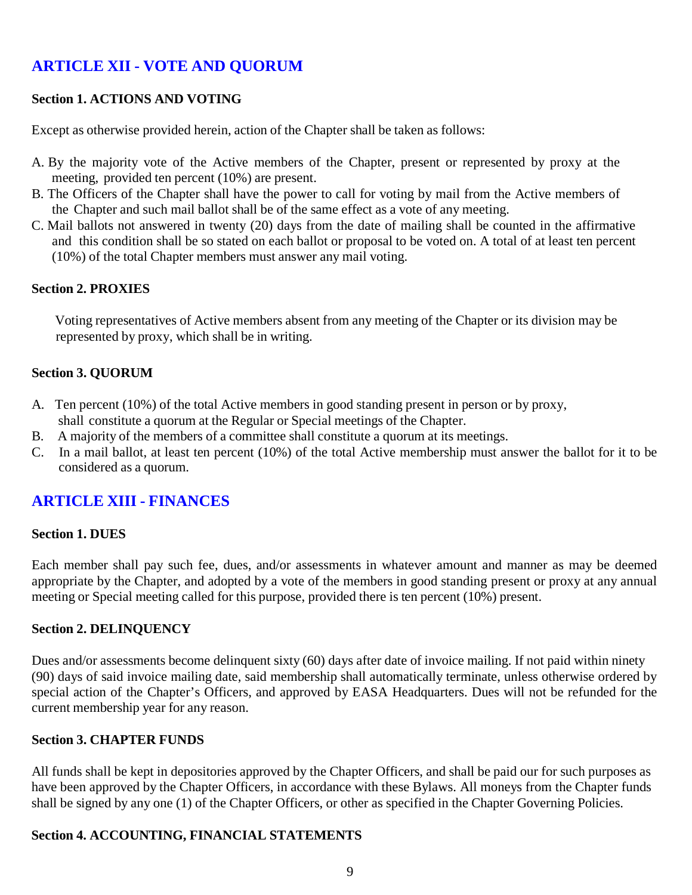## ARTICLE XII - VOTE AND QUORUM

### Section 1. ACTIONS AND VOTING

Except as otherwise provided herein, action of the Chapter shall be taken as follows:

A. By the majority vote of the Active members of the Chapter, present or represented by proxy at the meeting, provided ten percent (10%) are present.
B. The Officers of the Chapter shall have the power to call for voting by mail from the Active members of the Chapter and such mail ballot shall be of the same effect as a vote of any meeting.
C. Mail ballots not answered in twenty (20) days from the date of mailing shall be counted in the affirmative and this condition shall be so stated on each ballot or proposal to be voted on. A total of at least ten percent (10%) of the total Chapter members must answer any mail voting.

### Section 2. PROXIES

Voting representatives of Active members absent from any meeting of the Chapter or its division may be represented by proxy, which shall be in writing.

### Section 3. QUORUM

A. Ten percent (10%) of the total Active members in good standing present in person or by proxy, shall constitute a quorum at the Regular or Special meetings of the Chapter.
B. A majority of the members of a committee shall constitute a quorum at its meetings.
C. In a mail ballot, at least ten percent (10%) of the total Active membership must answer the ballot for it to be considered as a quorum.

## ARTICLE XIII - FINANCES

### Section 1. DUES

Each member shall pay such fee, dues, and/or assessments in whatever amount and manner as may be deemed appropriate by the Chapter, and adopted by a vote of the members in good standing present or proxy at any annual meeting or Special meeting called for this purpose, provided there is ten percent (10%) present.

### Section 2. DELINQUENCY

Dues and/or assessments become delinquent sixty (60) days after date of invoice mailing. If not paid within ninety (90) days of said invoice mailing date, said membership shall automatically terminate, unless otherwise ordered by special action of the Chapter's Officers, and approved by EASA Headquarters. Dues will not be refunded for the current membership year for any reason.

### Section 3. CHAPTER FUNDS

All funds shall be kept in depositories approved by the Chapter Officers, and shall be paid our for such purposes as have been approved by the Chapter Officers, in accordance with these Bylaws. All moneys from the Chapter funds shall be signed by any one (1) of the Chapter Officers, or other as specified in the Chapter Governing Policies.

### Section 4. ACCOUNTING, FINANCIAL STATEMENTS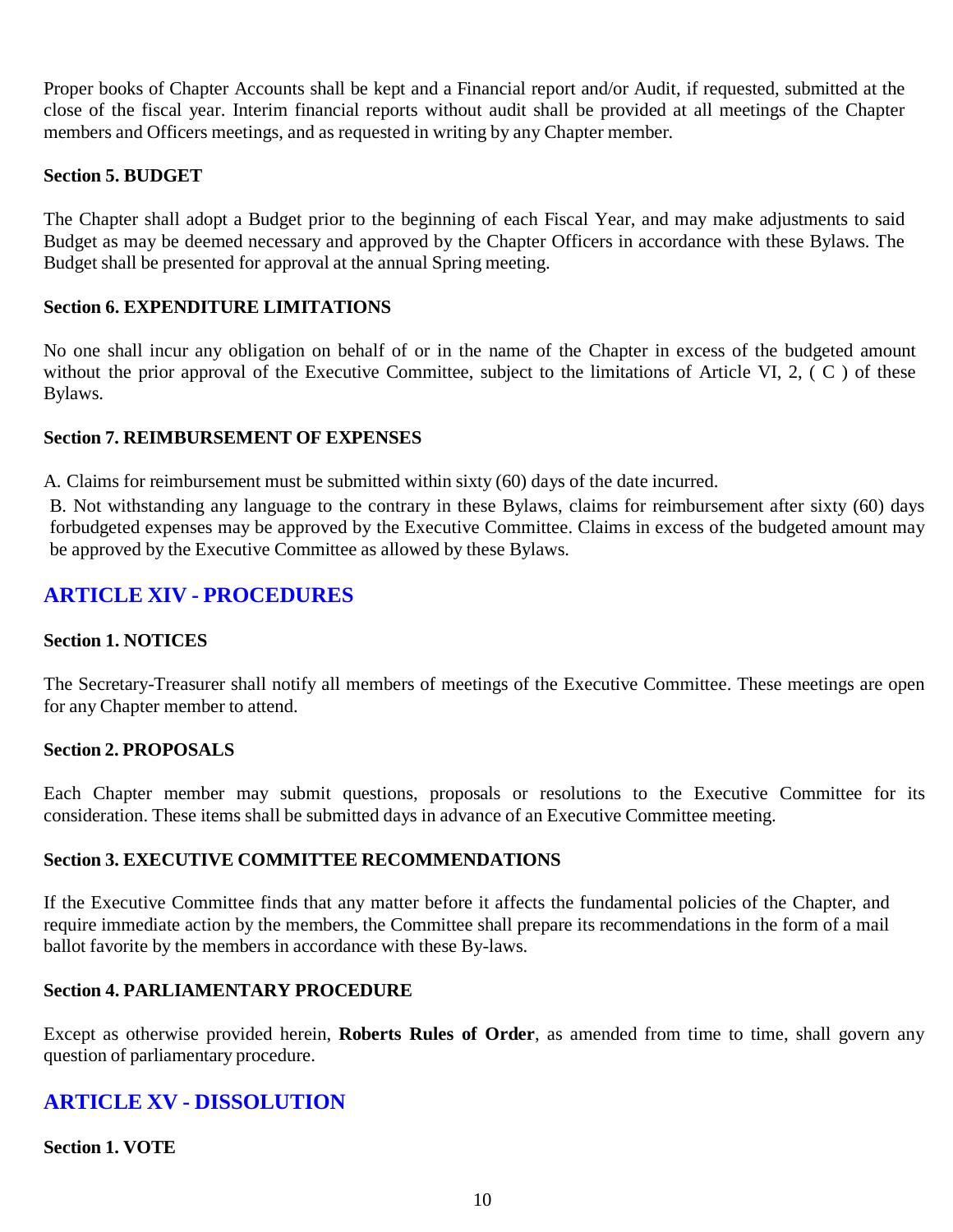Proper books of Chapter Accounts shall be kept and a Financial report and/or Audit, if requested, submitted at the close of the fiscal year. Interim financial reports without audit shall be provided at all meetings of the Chapter members and Officers meetings, and as requested in writing by any Chapter member.

**Section 5. BUDGET**

The Chapter shall adopt a Budget prior to the beginning of each Fiscal Year, and may make adjustments to said Budget as may be deemed necessary and approved by the Chapter Officers in accordance with these Bylaws. The Budget shall be presented for approval at the annual Spring meeting.

**Section 6. EXPENDITURE LIMITATIONS**

No one shall incur any obligation on behalf of or in the name of the Chapter in excess of the budgeted amount without the prior approval of the Executive Committee, subject to the limitations of Article VI, 2, ( C ) of these Bylaws.

**Section 7. REIMBURSEMENT OF EXPENSES**

A. Claims for reimbursement must be submitted within sixty (60) days of the date incurred.

B. Not withstanding any language to the contrary in these Bylaws, claims for reimbursement after sixty (60) days forbudgeted expenses may be approved by the Executive Committee. Claims in excess of the budgeted amount may be approved by the Executive Committee as allowed by these Bylaws.

## ARTICLE XIV - PROCEDURES

**Section 1. NOTICES**

The Secretary-Treasurer shall notify all members of meetings of the Executive Committee. These meetings are open for any Chapter member to attend.

**Section 2. PROPOSALS**

Each Chapter member may submit questions, proposals or resolutions to the Executive Committee for its consideration. These items shall be submitted days in advance of an Executive Committee meeting.

**Section 3. EXECUTIVE COMMITTEE RECOMMENDATIONS**

If the Executive Committee finds that any matter before it affects the fundamental policies of the Chapter, and require immediate action by the members, the Committee shall prepare its recommendations in the form of a mail ballot favorite by the members in accordance with these By-laws.

**Section 4. PARLIAMENTARY PROCEDURE**

Except as otherwise provided herein, **Roberts Rules of Order**, as amended from time to time, shall govern any question of parliamentary procedure.

## ARTICLE XV - DISSOLUTION

**Section 1. VOTE**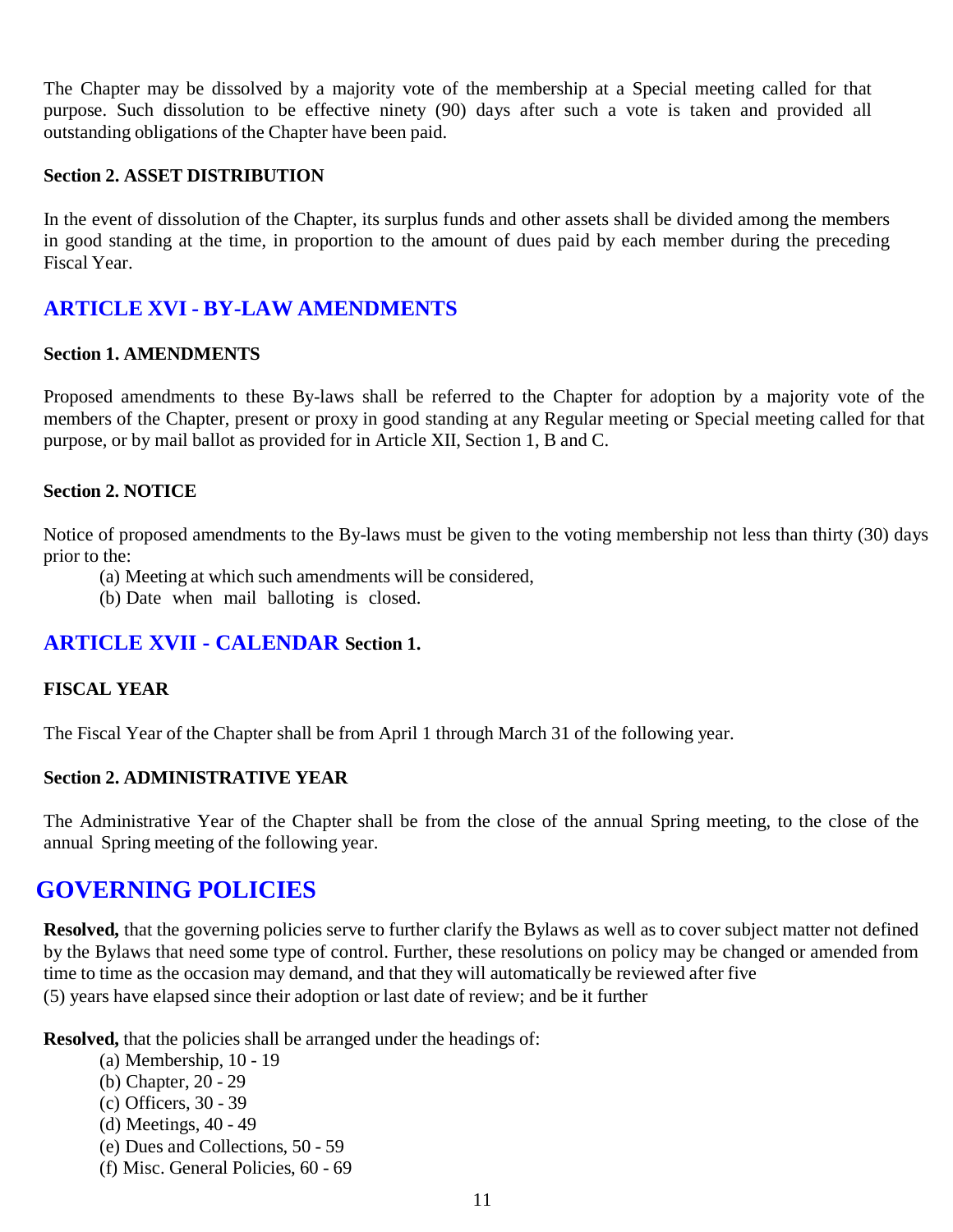The Chapter may be dissolved by a majority vote of the membership at a Special meeting called for that purpose. Such dissolution to be effective ninety (90) days after such a vote is taken and provided all outstanding obligations of the Chapter have been paid.

**Section 2. ASSET DISTRIBUTION**

In the event of dissolution of the Chapter, its surplus funds and other assets shall be divided among the members in good standing at the time, in proportion to the amount of dues paid by each member during the preceding Fiscal Year.

## ARTICLE XVI - BY-LAW AMENDMENTS

**Section 1. AMENDMENTS**

Proposed amendments to these By-laws shall be referred to the Chapter for adoption by a majority vote of the members of the Chapter, present or proxy in good standing at any Regular meeting or Special meeting called for that purpose, or by mail ballot as provided for in Article XII, Section 1, B and C.

**Section 2. NOTICE**

Notice of proposed amendments to the By-laws must be given to the voting membership not less than thirty (30) days prior to the:

(a) Meeting at which such amendments will be considered,
(b) Date when mail balloting is closed.

## ARTICLE XVII - CALENDAR **Section 1.**

**FISCAL YEAR**

The Fiscal Year of the Chapter shall be from April 1 through March 31 of the following year.

**Section 2. ADMINISTRATIVE YEAR**

The Administrative Year of the Chapter shall be from the close of the annual Spring meeting, to the close of the annual Spring meeting of the following year.

# GOVERNING POLICIES

**Resolved,** that the governing policies serve to further clarify the Bylaws as well as to cover subject matter not defined by the Bylaws that need some type of control. Further, these resolutions on policy may be changed or amended from time to time as the occasion may demand, and that they will automatically be reviewed after five (5) years have elapsed since their adoption or last date of review; and be it further

**Resolved,** that the policies shall be arranged under the headings of:

(a) Membership, 10 - 19
(b) Chapter, 20 - 29
(c) Officers, 30 - 39
(d) Meetings, 40 - 49
(e) Dues and Collections, 50 - 59
(f) Misc. General Policies, 60 - 69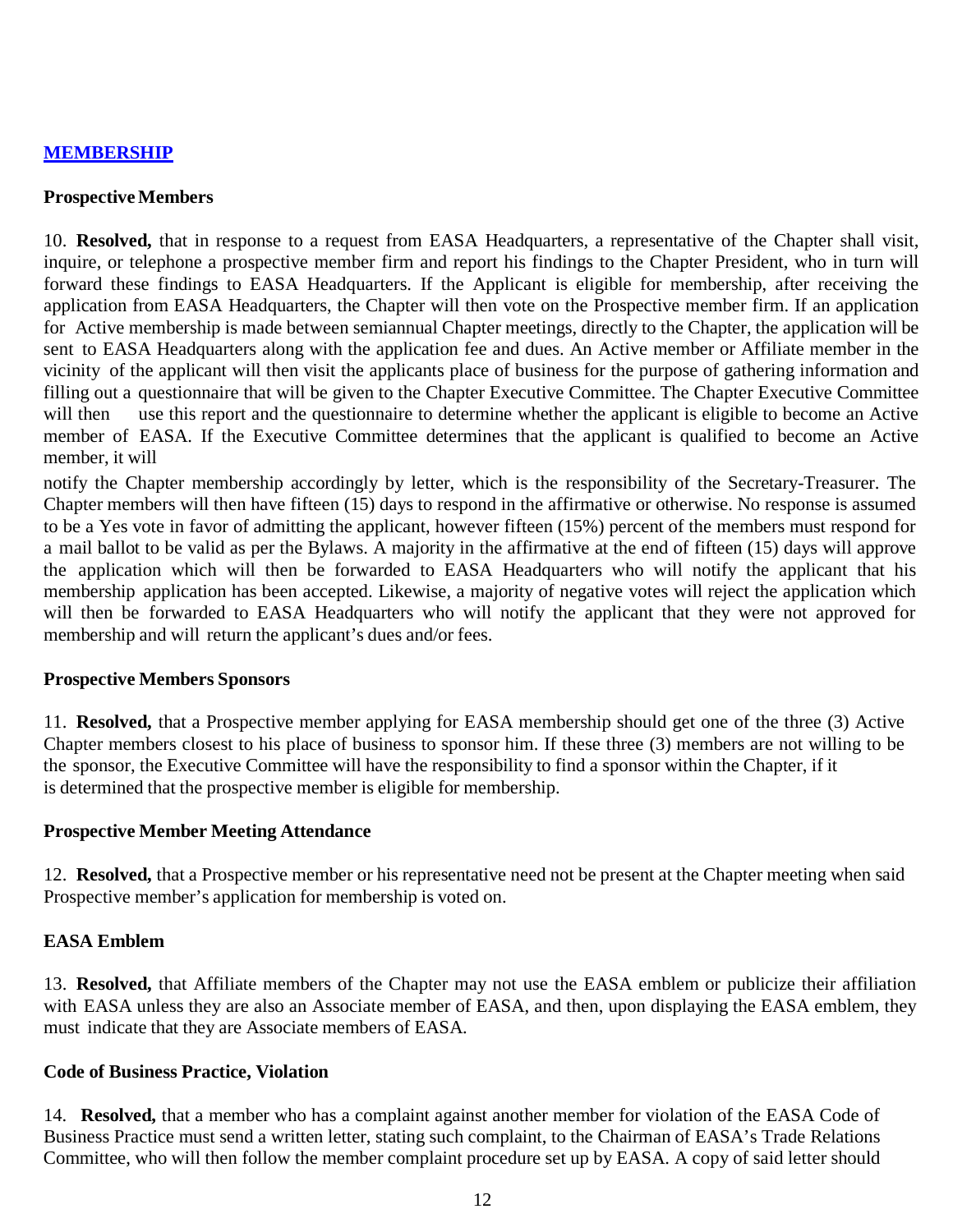## MEMBERSHIP

### Prospective Members

10. **Resolved,** that in response to a request from EASA Headquarters, a representative of the Chapter shall visit, inquire, or telephone a prospective member firm and report his findings to the Chapter President, who in turn will forward these findings to EASA Headquarters. If the Applicant is eligible for membership, after receiving the application from EASA Headquarters, the Chapter will then vote on the Prospective member firm. If an application for Active membership is made between semiannual Chapter meetings, directly to the Chapter, the application will be sent to EASA Headquarters along with the application fee and dues. An Active member or Affiliate member in the vicinity of the applicant will then visit the applicants place of business for the purpose of gathering information and filling out a questionnaire that will be given to the Chapter Executive Committee. The Chapter Executive Committee will then use this report and the questionnaire to determine whether the applicant is eligible to become an Active member of EASA. If the Executive Committee determines that the applicant is qualified to become an Active member, it will notify the Chapter membership accordingly by letter, which is the responsibility of the Secretary-Treasurer. The Chapter members will then have fifteen (15) days to respond in the affirmative or otherwise. No response is assumed to be a Yes vote in favor of admitting the applicant, however fifteen (15%) percent of the members must respond for a mail ballot to be valid as per the Bylaws. A majority in the affirmative at the end of fifteen (15) days will approve the application which will then be forwarded to EASA Headquarters who will notify the applicant that his membership application has been accepted. Likewise, a majority of negative votes will reject the application which will then be forwarded to EASA Headquarters who will notify the applicant that they were not approved for membership and will return the applicant's dues and/or fees.

### Prospective Members Sponsors

11. **Resolved,** that a Prospective member applying for EASA membership should get one of the three (3) Active Chapter members closest to his place of business to sponsor him. If these three (3) members are not willing to be the sponsor, the Executive Committee will have the responsibility to find a sponsor within the Chapter, if it is determined that the prospective member is eligible for membership.

### Prospective Member Meeting Attendance

12. **Resolved,** that a Prospective member or his representative need not be present at the Chapter meeting when said Prospective member's application for membership is voted on.

### EASA Emblem

13. **Resolved,** that Affiliate members of the Chapter may not use the EASA emblem or publicize their affiliation with EASA unless they are also an Associate member of EASA, and then, upon displaying the EASA emblem, they must indicate that they are Associate members of EASA.

### Code of Business Practice, Violation

14. **Resolved,** that a member who has a complaint against another member for violation of the EASA Code of Business Practice must send a written letter, stating such complaint, to the Chairman of EASA's Trade Relations Committee, who will then follow the member complaint procedure set up by EASA. A copy of said letter should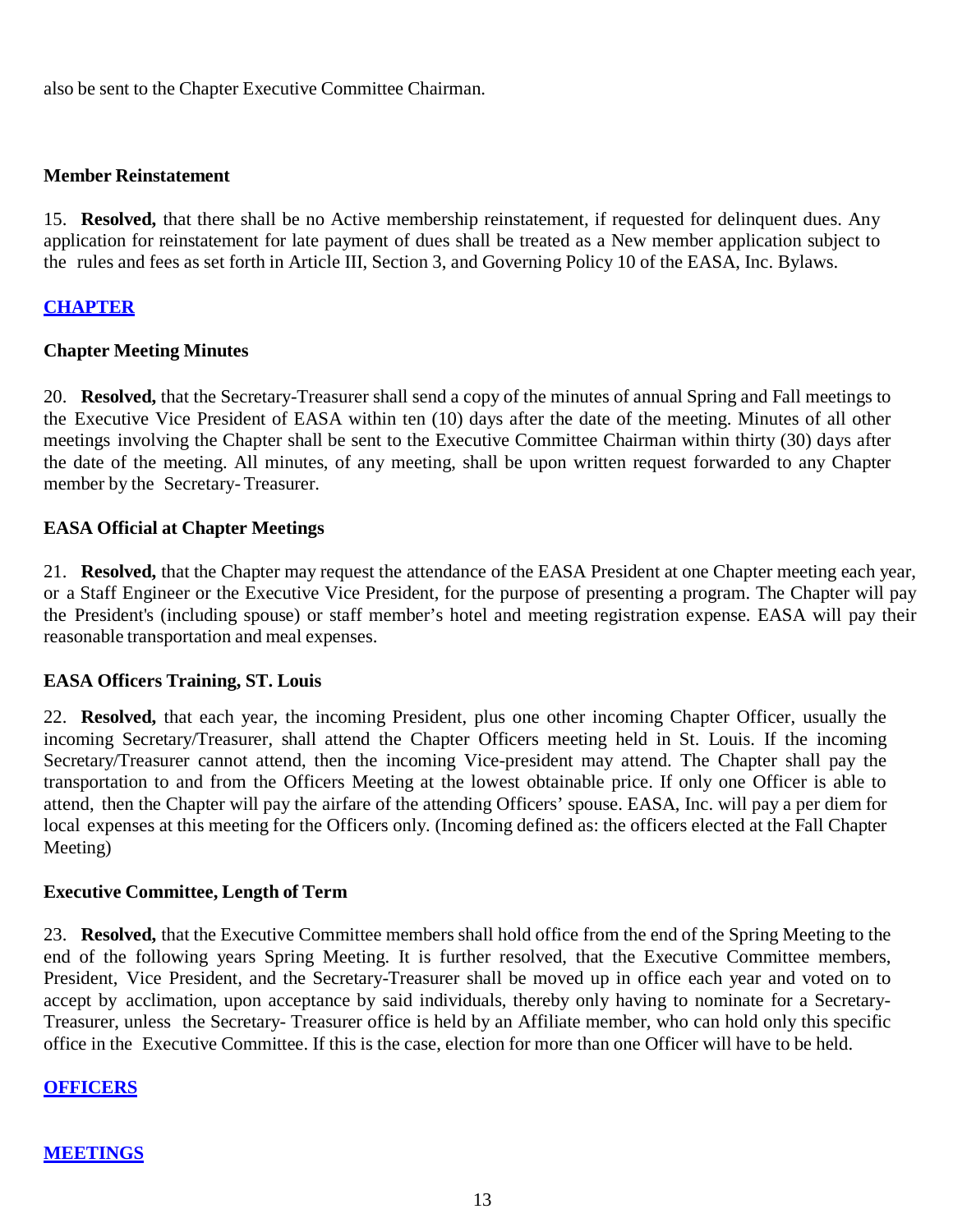also be sent to the Chapter Executive Committee Chairman.

**Member Reinstatement**

15. **Resolved,** that there shall be no Active membership reinstatement, if requested for delinquent dues. Any application for reinstatement for late payment of dues shall be treated as a New member application subject to the rules and fees as set forth in Article III, Section 3, and Governing Policy 10 of the EASA, Inc. Bylaws.

## CHAPTER

**Chapter Meeting Minutes**

20. **Resolved,** that the Secretary-Treasurer shall send a copy of the minutes of annual Spring and Fall meetings to the Executive Vice President of EASA within ten (10) days after the date of the meeting. Minutes of all other meetings involving the Chapter shall be sent to the Executive Committee Chairman within thirty (30) days after the date of the meeting. All minutes, of any meeting, shall be upon written request forwarded to any Chapter member by the Secretary- Treasurer.

**EASA Official at Chapter Meetings**

21. **Resolved,** that the Chapter may request the attendance of the EASA President at one Chapter meeting each year, or a Staff Engineer or the Executive Vice President, for the purpose of presenting a program. The Chapter will pay the President's (including spouse) or staff member's hotel and meeting registration expense. EASA will pay their reasonable transportation and meal expenses.

**EASA Officers Training, ST. Louis**

22. **Resolved,** that each year, the incoming President, plus one other incoming Chapter Officer, usually the incoming Secretary/Treasurer, shall attend the Chapter Officers meeting held in St. Louis. If the incoming Secretary/Treasurer cannot attend, then the incoming Vice-president may attend. The Chapter shall pay the transportation to and from the Officers Meeting at the lowest obtainable price. If only one Officer is able to attend, then the Chapter will pay the airfare of the attending Officers' spouse. EASA, Inc. will pay a per diem for local expenses at this meeting for the Officers only. (Incoming defined as: the officers elected at the Fall Chapter Meeting)

**Executive Committee, Length of Term**

23. **Resolved,** that the Executive Committee members shall hold office from the end of the Spring Meeting to the end of the following years Spring Meeting. It is further resolved, that the Executive Committee members, President, Vice President, and the Secretary-Treasurer shall be moved up in office each year and voted on to accept by acclimation, upon acceptance by said individuals, thereby only having to nominate for a Secretary-Treasurer, unless the Secretary- Treasurer office is held by an Affiliate member, who can hold only this specific office in the Executive Committee. If this is the case, election for more than one Officer will have to be held.

## OFFICERS

## MEETINGS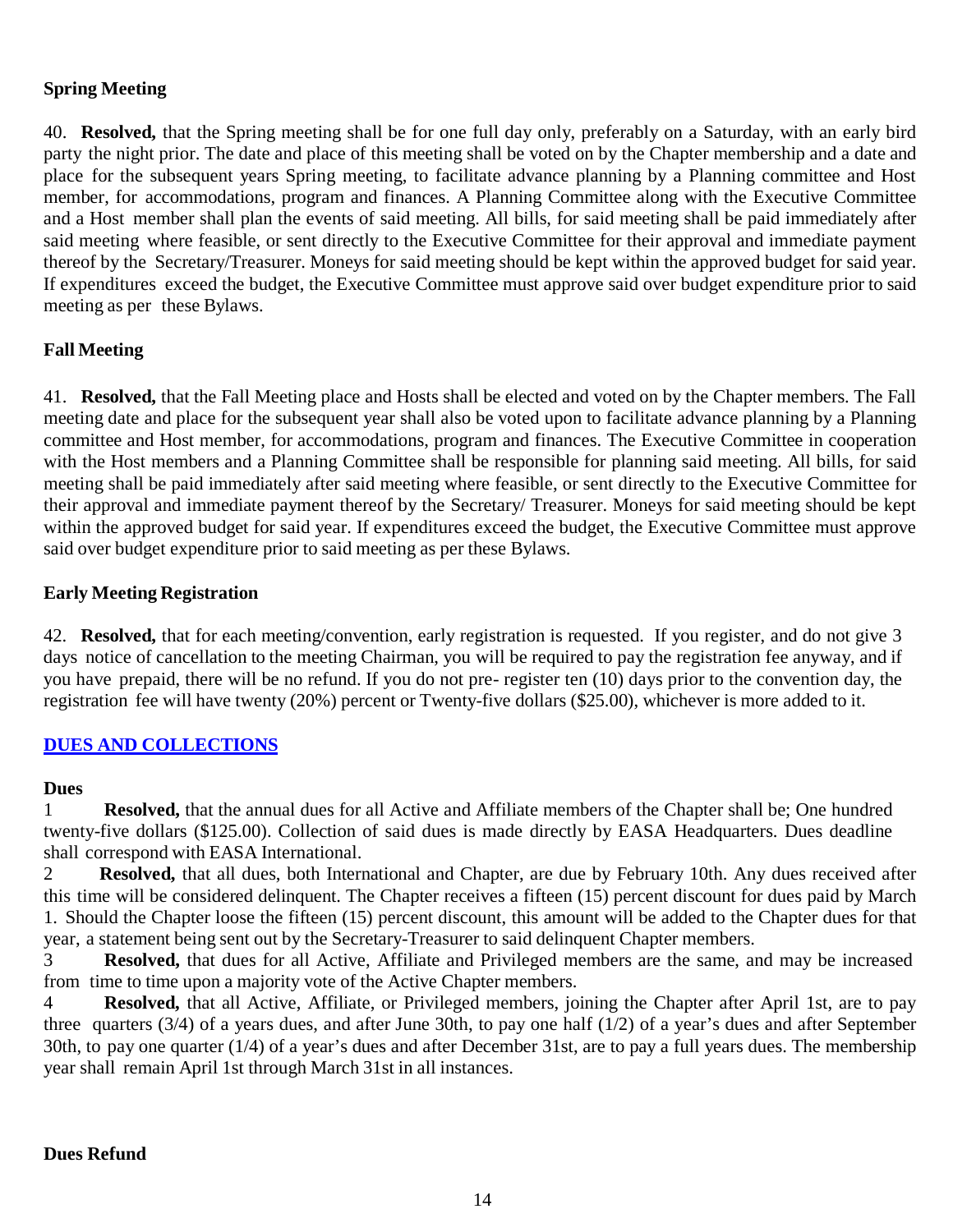### Spring Meeting

40. **Resolved,** that the Spring meeting shall be for one full day only, preferably on a Saturday, with an early bird party the night prior. The date and place of this meeting shall be voted on by the Chapter membership and a date and place for the subsequent years Spring meeting, to facilitate advance planning by a Planning committee and Host member, for accommodations, program and finances. A Planning Committee along with the Executive Committee and a Host member shall plan the events of said meeting. All bills, for said meeting shall be paid immediately after said meeting where feasible, or sent directly to the Executive Committee for their approval and immediate payment thereof by the Secretary/Treasurer. Moneys for said meeting should be kept within the approved budget for said year. If expenditures exceed the budget, the Executive Committee must approve said over budget expenditure prior to said meeting as per these Bylaws.

### Fall Meeting

41. **Resolved,** that the Fall Meeting place and Hosts shall be elected and voted on by the Chapter members. The Fall meeting date and place for the subsequent year shall also be voted upon to facilitate advance planning by a Planning committee and Host member, for accommodations, program and finances. The Executive Committee in cooperation with the Host members and a Planning Committee shall be responsible for planning said meeting. All bills, for said meeting shall be paid immediately after said meeting where feasible, or sent directly to the Executive Committee for their approval and immediate payment thereof by the Secretary/ Treasurer. Moneys for said meeting should be kept within the approved budget for said year. If expenditures exceed the budget, the Executive Committee must approve said over budget expenditure prior to said meeting as per these Bylaws.

### Early Meeting Registration

42. **Resolved,** that for each meeting/convention, early registration is requested. If you register, and do not give 3 days notice of cancellation to the meeting Chairman, you will be required to pay the registration fee anyway, and if you have prepaid, there will be no refund. If you do not pre- register ten (10) days prior to the convention day, the registration fee will have twenty (20%) percent or Twenty-five dollars ($25.00), whichever is more added to it.

## DUES AND COLLECTIONS

### Dues

1 **Resolved,** that the annual dues for all Active and Affiliate members of the Chapter shall be; One hundred twenty-five dollars ($125.00). Collection of said dues is made directly by EASA Headquarters. Dues deadline shall correspond with EASA International.

2 **Resolved,** that all dues, both International and Chapter, are due by February 10th. Any dues received after this time will be considered delinquent. The Chapter receives a fifteen (15) percent discount for dues paid by March 1. Should the Chapter loose the fifteen (15) percent discount, this amount will be added to the Chapter dues for that year, a statement being sent out by the Secretary-Treasurer to said delinquent Chapter members.

3 **Resolved,** that dues for all Active, Affiliate and Privileged members are the same, and may be increased from time to time upon a majority vote of the Active Chapter members.

4 **Resolved,** that all Active, Affiliate, or Privileged members, joining the Chapter after April 1st, are to pay three quarters (3/4) of a years dues, and after June 30th, to pay one half (1/2) of a year's dues and after September 30th, to pay one quarter (1/4) of a year's dues and after December 31st, are to pay a full years dues. The membership year shall remain April 1st through March 31st in all instances.

### Dues Refund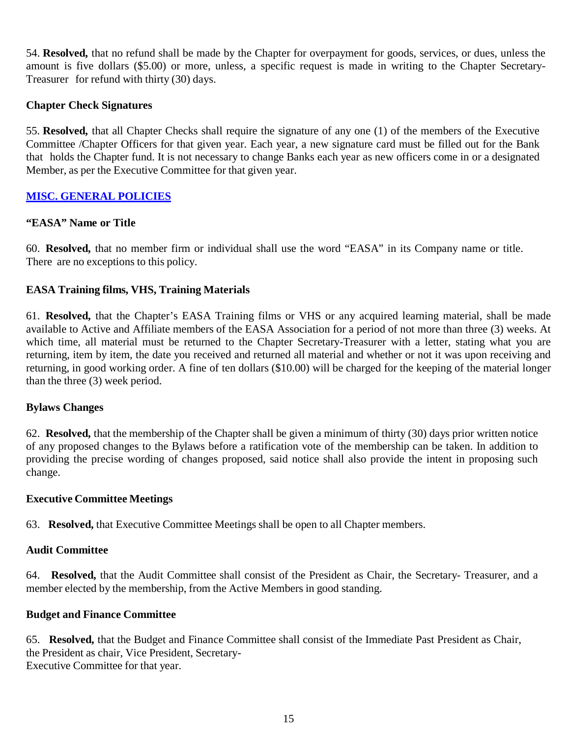54. **Resolved,** that no refund shall be made by the Chapter for overpayment for goods, services, or dues, unless the amount is five dollars ($5.00) or more, unless, a specific request is made in writing to the Chapter Secretary-Treasurer for refund with thirty (30) days.

### Chapter Check Signatures

55. **Resolved,** that all Chapter Checks shall require the signature of any one (1) of the members of the Executive Committee /Chapter Officers for that given year. Each year, a new signature card must be filled out for the Bank that holds the Chapter fund. It is not necessary to change Banks each year as new officers come in or a designated Member, as per the Executive Committee for that given year.

## MISC. GENERAL POLICIES

### "EASA" Name or Title

60. **Resolved,** that no member firm or individual shall use the word "EASA" in its Company name or title. There are no exceptions to this policy.

### EASA Training films, VHS, Training Materials

61. **Resolved,** that the Chapter's EASA Training films or VHS or any acquired learning material, shall be made available to Active and Affiliate members of the EASA Association for a period of not more than three (3) weeks. At which time, all material must be returned to the Chapter Secretary-Treasurer with a letter, stating what you are returning, item by item, the date you received and returned all material and whether or not it was upon receiving and returning, in good working order. A fine of ten dollars ($10.00) will be charged for the keeping of the material longer than the three (3) week period.

### Bylaws Changes

62. **Resolved,** that the membership of the Chapter shall be given a minimum of thirty (30) days prior written notice of any proposed changes to the Bylaws before a ratification vote of the membership can be taken. In addition to providing the precise wording of changes proposed, said notice shall also provide the intent in proposing such change.

### Executive Committee Meetings

63. **Resolved,** that Executive Committee Meetings shall be open to all Chapter members.

### Audit Committee

64. **Resolved,** that the Audit Committee shall consist of the President as Chair, the Secretary- Treasurer, and a member elected by the membership, from the Active Members in good standing.

### Budget and Finance Committee

65. **Resolved,** that the Budget and Finance Committee shall consist of the Immediate Past President as Chair, the President as chair, Vice President, Secretary-
Executive Committee for that year.